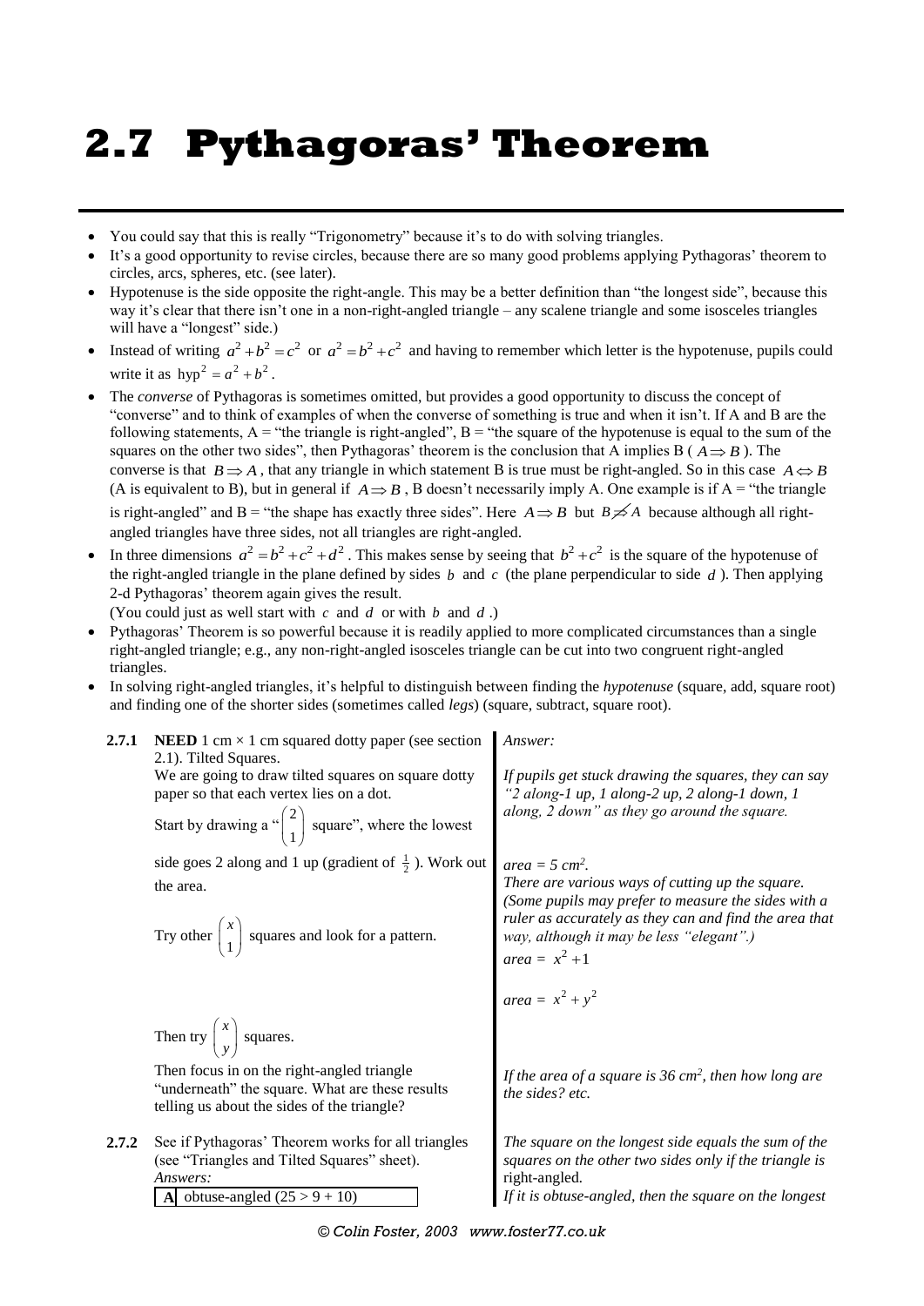# 2.7 Pythagoras' Theorem

- You could say that this is really "Trigonometry" because it's to do with solving triangles.
- It's a good opportunity to revise circles, because there are so many good problems applying Pythagoras' theorem to circles, arcs, spheres, etc. (see later).
- Hypotenuse is the side opposite the right-angle. This may be a better definition than "the longest side", because this way it's clear that there isn't one in a non-right-angled triangle – any scalene triangle and some isosceles triangles will have a "longest" side.)
- Instead of writing $a^2 + b^2 = c^2$ or $a^2 = b^2 + c^2$ and having to remember which letter is the hypotenuse, pupils could write it as $\text{hyp}^2 = a^2 + b^2$.
- The *converse* of Pythagoras is sometimes omitted, but provides a good opportunity to discuss the concept of "converse" and to think of examples of when the converse of something is true and when it isn't. If A and B are the following statements, A = "the triangle is right-angled", B = "the square of the hypotenuse is equal to the sum of the squares on the other two sides", then Pythagoras' theorem is the conclusion that A implies B ( $A \Rightarrow B$ ). The converse is that $B \Rightarrow A$, that any triangle in which statement B is true must be right-angled. So in this case $A \Leftrightarrow B$ (A is equivalent to B), but in general if $A \Rightarrow B$, B doesn't necessarily imply A. One example is if A = "the triangle is right-angled" and B = "the shape has exactly three sides". Here $A \Rightarrow B$ but $B \not\Rightarrow A$ because although all right-angled triangles have three sides, not all triangles are right-angled.
- In three dimensions $a^2 = b^2 + c^2 + d^2$. This makes sense by seeing that $b^2 + c^2$ is the square of the hypotenuse of the right-angled triangle in the plane defined by sides $b$ and $c$ (the plane perpendicular to side $d$). Then applying 2-d Pythagoras' theorem again gives the result.
  (You could just as well start with $c$ and $d$ or with $b$ and $d$.)
- Pythagoras' Theorem is so powerful because it is readily applied to more complicated circumstances than a single right-angled triangle; e.g., any non-right-angled isosceles triangle can be cut into two congruent right-angled triangles.
- In solving right-angled triangles, it's helpful to distinguish between finding the *hypotenuse* (square, add, square root) and finding one of the shorter sides (sometimes called *legs*) (square, subtract, square root).

**2.7.1** **NEED** 1 cm × 1 cm squared dotty paper (see section 2.1). Tilted Squares.
We are going to draw tilted squares on square dotty paper so that each vertex lies on a dot.

Start by drawing a "$\begin{pmatrix} 2 \\ 1 \end{pmatrix}$ square", where the lowest side goes 2 along and 1 up (gradient of $\frac{1}{2}$). Work out the area.

Try other $\begin{pmatrix} x \\ 1 \end{pmatrix}$ squares and look for a pattern.

Then try $\begin{pmatrix} x \\ y \end{pmatrix}$ squares.

Then focus in on the right-angled triangle "underneath" the square. What are these results telling us about the sides of the triangle?

*Answer:*

*If pupils get stuck drawing the squares, they can say "2 along-1 up, 1 along-2 up, 2 along-1 down, 1 along, 2 down" as they go around the square.*

*area = 5 cm².*
*There are various ways of cutting up the square. (Some pupils may prefer to measure the sides with a ruler as accurately as they can and find the area that way, although it may be less "elegant".)*
*area =* $x^2 + 1$

*area =* $x^2 + y^2$

*If the area of a square is 36 cm², then how long are the sides? etc.*

**2.7.2** See if Pythagoras' Theorem works for all triangles (see "Triangles and Tilted Squares" sheet).
*Answers:*

| | |
|---|---|
| **A** | obtuse-angled (25 > 9 + 10) |

*The square on the longest side equals the sum of the squares on the other two sides only if the triangle is right-angled.*
*If it is obtuse-angled, then the square on the longest*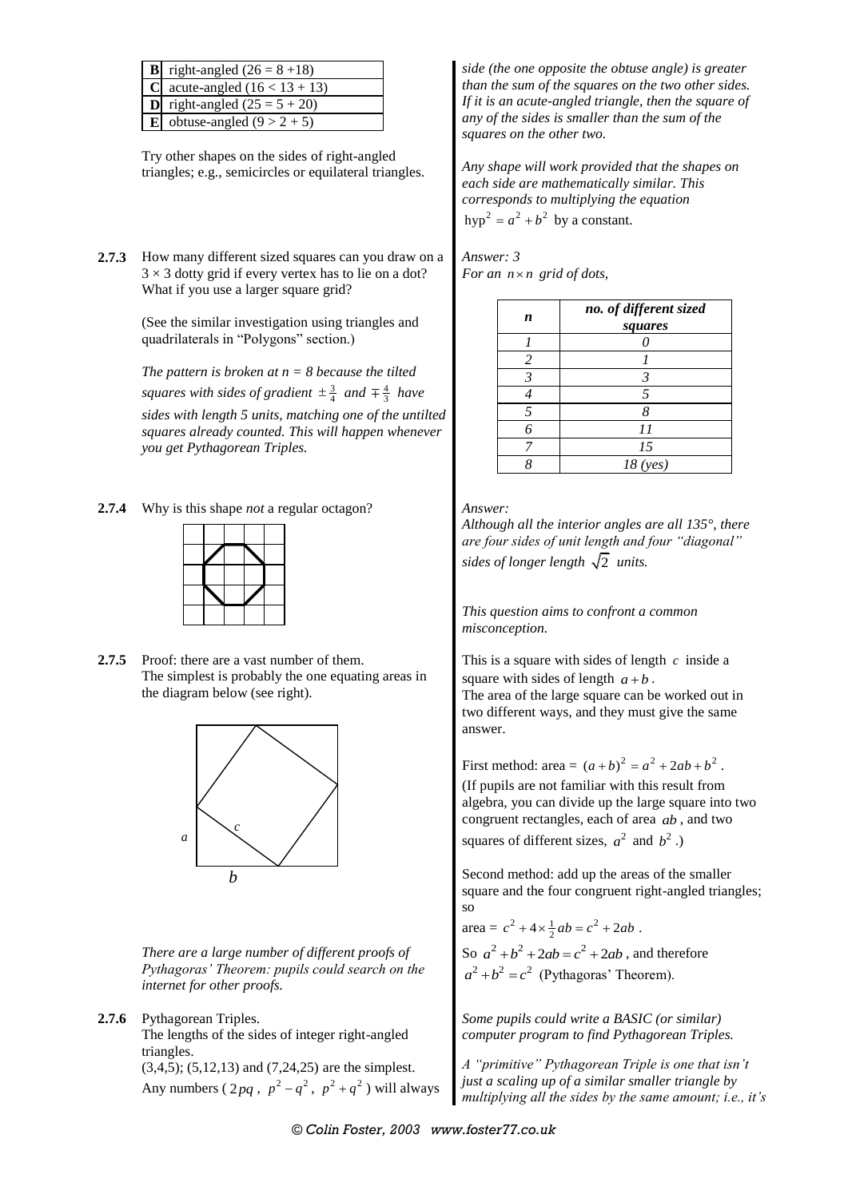| | |
|---|---|
| **B** | right-angled (26 = 8 +18) |
| **C** | acute-angled (16 < 13 + 13) |
| **D** | right-angled (25 = 5 + 20) |
| **E** | obtuse-angled (9 > 2 + 5) |

Try other shapes on the sides of right-angled triangles; e.g., semicircles or equilateral triangles.

*side (the one opposite the obtuse angle) is greater than the sum of the squares on the two other sides. If it is an acute-angled triangle, then the square of any of the sides is smaller than the sum of the squares on the other two.*

*Any shape will work provided that the shapes on each side are mathematically similar. This corresponds to multiplying the equation* $\text{hyp}^2 = a^2 + b^2$ by a constant.

**2.7.3** How many different sized squares can you draw on a $3 \times 3$ dotty grid if every vertex has to lie on a dot? What if you use a larger square grid?

(See the similar investigation using triangles and quadrilaterals in "Polygons" section.)

*The pattern is broken at n = 8 because the tilted squares with sides of gradient* $\pm\frac{3}{4}$ *and* $\mp\frac{4}{3}$ *have sides with length 5 units, matching one of the untilted squares already counted. This will happen whenever you get Pythagorean Triples.*

*Answer: 3*
*For an* $n \times n$ *grid of dots,*

| *n* | *no. of different sized squares* |
|---|---|
| *1* | *0* |
| *2* | *1* |
| *3* | *3* |
| *4* | *5* |
| *5* | *8* |
| *6* | *11* |
| *7* | *15* |
| *8* | *18 (yes)* |

**2.7.4** Why is this shape *not* a regular octagon?

*Answer:*
*Although all the interior angles are all 135°, there are four sides of unit length and four "diagonal" sides of longer length* $\sqrt{2}$ *units.*

*This question aims to confront a common misconception.*

**2.7.5** Proof: there are a vast number of them.
The simplest is probably the one equating areas in the diagram below (see right).

a
c
b

*There are a large number of different proofs of Pythagoras' Theorem: pupils could search on the internet for other proofs.*

This is a square with sides of length $c$ inside a square with sides of length $a + b$.
The area of the large square can be worked out in two different ways, and they must give the same answer.

First method: area = $(a+b)^2 = a^2 + 2ab + b^2$.
(If pupils are not familiar with this result from algebra, you can divide up the large square into two congruent rectangles, each of area $ab$, and two squares of different sizes, $a^2$ and $b^2$.)

Second method: add up the areas of the smaller square and the four congruent right-angled triangles; so

area = $c^2 + 4 \times \frac{1}{2}ab = c^2 + 2ab$.

So $a^2 + b^2 + 2ab = c^2 + 2ab$, and therefore $a^2 + b^2 = c^2$ (Pythagoras' Theorem).

**2.7.6** Pythagorean Triples.
The lengths of the sides of integer right-angled triangles.
(3,4,5); (5,12,13) and (7,24,25) are the simplest.
Any numbers ( $2pq$ , $p^2 - q^2$ , $p^2 + q^2$ ) will always

*Some pupils could write a BASIC (or similar) computer program to find Pythagorean Triples.*

*A "primitive" Pythagorean Triple is one that isn't just a scaling up of a similar smaller triangle by multiplying all the sides by the same amount; i.e., it's*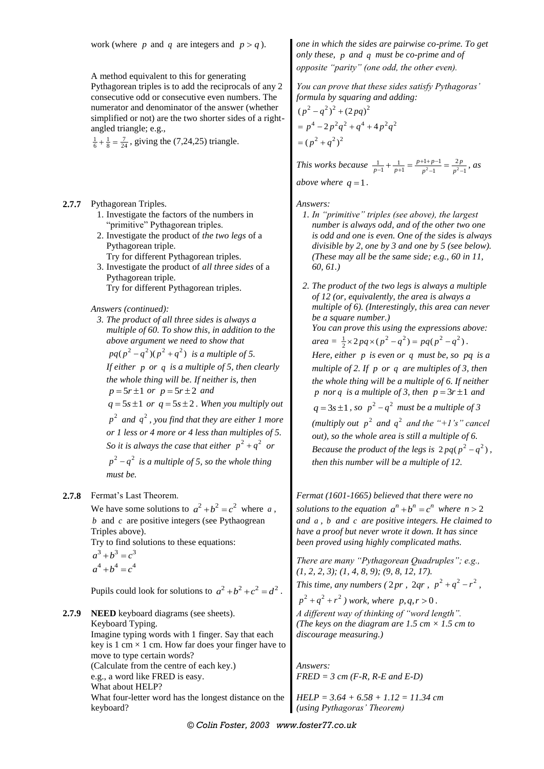work (where $p$ and $q$ are integers and $p > q$).

A method equivalent to this for generating Pythagorean triples is to add the reciprocals of any 2 consecutive odd or consecutive even numbers. The numerator and denominator of the answer (whether simplified or not) are the two shorter sides of a right-angled triangle; e.g.,

$\frac{1}{6} + \frac{1}{8} = \frac{7}{24}$, giving the (7,24,25) triangle.

*one in which the sides are pairwise co-prime. To get only these, $p$ and $q$ must be co-prime and of opposite "parity" (one odd, the other even).*

*You can prove that these sides satisfy Pythagoras' formula by squaring and adding:*

$$(p^2 - q^2)^2 + (2pq)^2$$
$$= p^4 - 2p^2q^2 + q^4 + 4p^2q^2$$
$$= (p^2 + q^2)^2$$

*This works because $\frac{1}{p-1} + \frac{1}{p+1} = \frac{p+1+p-1}{p^2-1} = \frac{2p}{p^2-1}$, as above where $q = 1$.*

**2.7.7** Pythagorean Triples.

1. Investigate the factors of the numbers in "primitive" Pythagorean triples.
2. Investigate the product of *the two legs* of a Pythagorean triple.
   Try for different Pythagorean triples.
3. Investigate the product of *all three sides* of a Pythagorean triple.
   Try for different Pythagorean triples.

*Answers:*

1. *In "primitive" triples (see above), the largest number is always odd, and of the other two one is odd and one is even. One of the sides is always divisible by 2, one by 3 and one by 5 (see below). (These may all be the same side; e.g., 60 in 11, 60, 61.)*
2. *The product of the two legs is always a multiple of 12 (or, equivalently, the area is always a multiple of 6). (Interestingly, this area can never be a square number.)*
   *You can prove this using the expressions above:*
   *area* $= \frac{1}{2} \times 2pq \times (p^2 - q^2) = pq(p^2 - q^2)$.
   *Here, either $p$ is even or $q$ must be, so $pq$ is a multiple of 2. If $p$ or $q$ are multiples of 3, then the whole thing will be a multiple of 6. If neither $p$ nor $q$ is a multiple of 3, then $p = 3r \pm 1$ and $q = 3s \pm 1$, so $p^2 - q^2$ must be a multiple of 3 (multiply out $p^2$ and $q^2$ and the "+1's" cancel out), so the whole area is still a multiple of 6. Because the product of the legs is $2pq(p^2 - q^2)$, then this number will be a multiple of 12.*

*Answers (continued):*

3. *The product of all three sides is always a multiple of 60. To show this, in addition to the above argument we need to show that $pq(p^2 - q^2)(p^2 + q^2)$ is a multiple of 5. If either $p$ or $q$ is a multiple of 5, then clearly the whole thing will be. If neither is, then $p = 5r \pm 1$ or $p = 5r \pm 2$ and $q = 5s \pm 1$ or $q = 5s \pm 2$. When you multiply out $p^2$ and $q^2$, you find that they are either 1 more or 1 less or 4 more or 4 less than multiples of 5. So it is always the case that either $p^2 + q^2$ or $p^2 - q^2$ is a multiple of 5, so the whole thing must be.*

**2.7.8** Fermat's Last Theorem.

We have some solutions to $a^2 + b^2 = c^2$ where $a$, $b$ and $c$ are positive integers (see Pythaogrean Triples above).

Try to find solutions to these equations:

$a^3 + b^3 = c^3$

$a^4 + b^4 = c^4$

Pupils could look for solutions to $a^2 + b^2 + c^2 = d^2$.

*Fermat (1601-1665) believed that there were no solutions to the equation $a^n + b^n = c^n$ where $n > 2$ and $a$, $b$ and $c$ are positive integers. He claimed to have a proof but never wrote it down. It has since been proved using highly complicated maths.*

*There are many "Pythagorean Quadruples"; e.g., (1, 2, 2, 3); (1, 4, 8, 9); (9, 8, 12, 17).*
*This time, any numbers ($2pr$, $2qr$, $p^2 + q^2 - r^2$, $p^2 + q^2 + r^2$) work, where $p, q, r > 0$.*

**2.7.9** **NEED** keyboard diagrams (see sheets).

Keyboard Typing.

Imagine typing words with 1 finger. Say that each key is 1 cm × 1 cm. How far does your finger have to move to type certain words?

(Calculate from the centre of each key.)

e.g., a word like FRED is easy.

What about HELP?

What four-letter word has the longest distance on the keyboard?

*A different way of thinking of "word length". (The keys on the diagram are 1.5 cm × 1.5 cm to discourage measuring.)*

*Answers:*

*FRED = 3 cm (F-R, R-E and E-D)*

*HELP = 3.64 + 6.58 + 1.12 = 11.34 cm (using Pythagoras' Theorem)*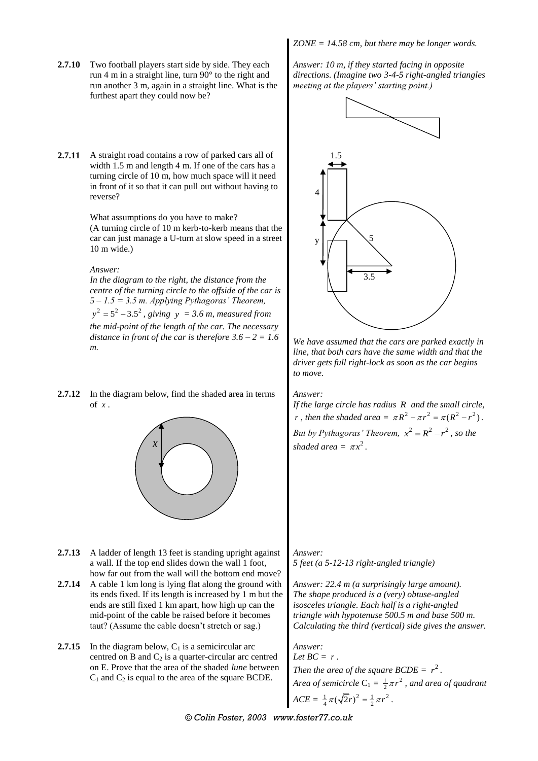*ZONE = 14.58 cm, but there may be longer words.*

**2.7.10** Two football players start side by side. They each run 4 m in a straight line, turn 90° to the right and run another 3 m, again in a straight line. What is the furthest apart they could now be?

*Answer: 10 m, if they started facing in opposite directions. (Imagine two 3-4-5 right-angled triangles meeting at the players' starting point.)*

**2.7.11** A straight road contains a row of parked cars all of width 1.5 m and length 4 m. If one of the cars has a turning circle of 10 m, how much space will it need in front of it so that it can pull out without having to reverse?

What assumptions do you have to make?
(A turning circle of 10 m kerb-to-kerb means that the car can just manage a U-turn at slow speed in a street 10 m wide.)

*Answer:*
*In the diagram to the right, the distance from the centre of the turning circle to the offside of the car is $5 - 1.5 = 3.5$ m. Applying Pythagoras' Theorem, $y^2 = 5^2 - 3.5^2$, giving $y = 3.6$ m, measured from the mid-point of the length of the car. The necessary distance in front of the car is therefore $3.6 - 2 = 1.6$ m.*

1.5
4
y
5
3.5

*We have assumed that the cars are parked exactly in line, that both cars have the same width and that the driver gets full right-lock as soon as the car begins to move.*

**2.7.12** In the diagram below, find the shaded area in terms of $x$.

x

*Answer:*
*If the large circle has radius $R$ and the small circle, $r$, then the shaded area = $\pi R^2 - \pi r^2 = \pi(R^2 - r^2)$.*
*But by Pythagoras' Theorem, $x^2 = R^2 - r^2$, so the shaded area = $\pi x^2$.*

**2.7.13** A ladder of length 13 feet is standing upright against a wall. If the top end slides down the wall 1 foot, how far out from the wall will the bottom end move?

*Answer:*
*5 feet (a 5-12-13 right-angled triangle)*

**2.7.14** A cable 1 km long is lying flat along the ground with its ends fixed. If its length is increased by 1 m but the ends are still fixed 1 km apart, how high up can the mid-point of the cable be raised before it becomes taut? (Assume the cable doesn't stretch or sag.)

*Answer: 22.4 m (a surprisingly large amount). The shape produced is a (very) obtuse-angled isosceles triangle. Each half is a right-angled triangle with hypotenuse 500.5 m and base 500 m. Calculating the third (vertical) side gives the answer.*

**2.7.15** In the diagram below, $C_1$ is a semicircular arc centred on B and $C_2$ is a quarter-circular arc centred on E. Prove that the area of the shaded *lune* between $C_1$ and $C_2$ is equal to the area of the square BCDE.

*Answer:*
*Let $BC = r$.*
*Then the area of the square $BCDE = r^2$.*
*Area of semicircle $C_1 = \frac{1}{2}\pi r^2$, and area of quadrant $ACE = \frac{1}{4}\pi(\sqrt{2}r)^2 = \frac{1}{2}\pi r^2$.*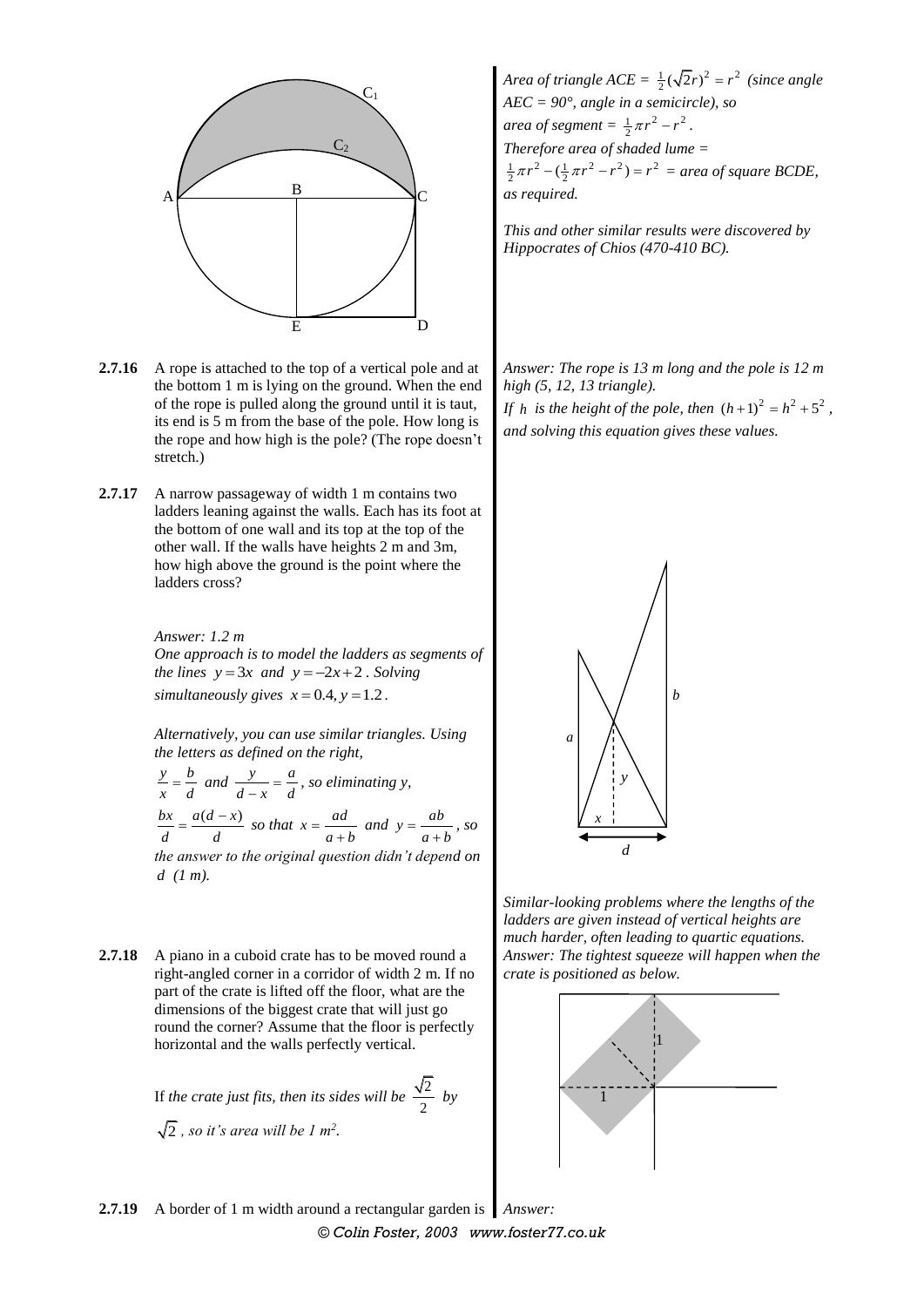A  B  C  C₁  C₂  E  D

*Area of triangle ACE = $\frac{1}{2}(\sqrt{2}r)^2 = r^2$ (since angle AEC = 90°, angle in a semicircle), so area of segment = $\frac{1}{2}\pi r^2 - r^2$.*
*Therefore area of shaded lune = $\frac{1}{2}\pi r^2 - (\frac{1}{2}\pi r^2 - r^2) = r^2$ = area of square BCDE, as required.*

*This and other similar results were discovered by Hippocrates of Chios (470-410 BC).*

**2.7.16** A rope is attached to the top of a vertical pole and at the bottom 1 m is lying on the ground. When the end of the rope is pulled along the ground until it is taut, its end is 5 m from the base of the pole. How long is the rope and how high is the pole? (The rope doesn't stretch.)

*Answer: The rope is 13 m long and the pole is 12 m high (5, 12, 13 triangle).*
*If $h$ is the height of the pole, then $(h+1)^2 = h^2 + 5^2$, and solving this equation gives these values.*

**2.7.17** A narrow passageway of width 1 m contains two ladders leaning against the walls. Each has its foot at the bottom of one wall and its top at the top of the other wall. If the walls have heights 2 m and 3m, how high above the ground is the point where the ladders cross?

*Answer: 1.2 m*
*One approach is to model the ladders as segments of the lines $y = 3x$ and $y = -2x + 2$. Solving simultaneously gives $x = 0.4, y = 1.2$.*

*Alternatively, you can use similar triangles. Using the letters as defined on the right,*
*$\frac{y}{x} = \frac{b}{d}$ and $\frac{y}{d-x} = \frac{a}{d}$, so eliminating y,*
*$\frac{bx}{d} = \frac{a(d-x)}{d}$ so that $x = \frac{ad}{a+b}$ and $y = \frac{ab}{a+b}$, so the answer to the original question didn't depend on $d$ (1 m).*

a  b  y  x  d

*Similar-looking problems where the lengths of the ladders are given instead of vertical heights are much harder, often leading to quartic equations.*

**2.7.18** A piano in a cuboid crate has to be moved round a right-angled corner in a corridor of width 2 m. If no part of the crate is lifted off the floor, what are the dimensions of the biggest crate that will just go round the corner? Assume that the floor is perfectly horizontal and the walls perfectly vertical.

*Answer: The tightest squeeze will happen when the crate is positioned as below.*

1  1

If *the crate just fits, then its sides will be $\frac{\sqrt{2}}{2}$ by $\sqrt{2}$, so it's area will be 1 m².*

**2.7.19** A border of 1 m width around a rectangular garden is

*Answer:*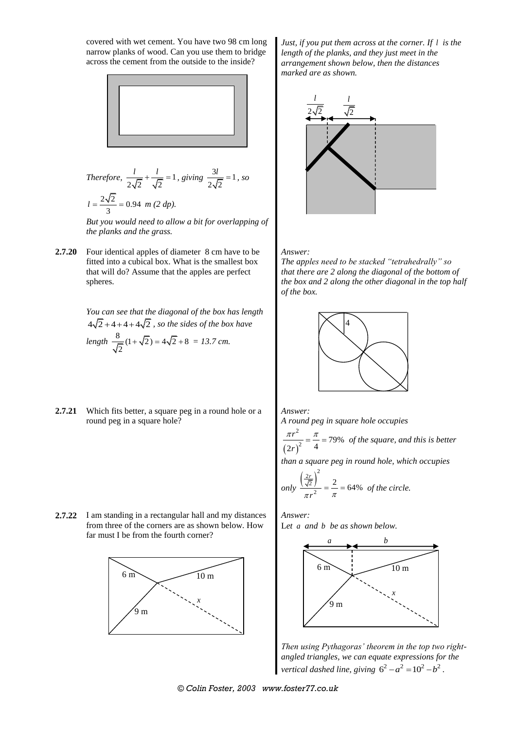covered with wet cement. You have two 98 cm long narrow planks of wood. Can you use them to bridge across the cement from the outside to the inside?

*Just, if you put them across at the corner. If $l$ is the length of the planks, and they just meet in the arrangement shown below, then the distances marked are as shown.*

$\frac{l}{2\sqrt{2}}$ $\frac{l}{\sqrt{2}}$

*Therefore,* $\frac{l}{2\sqrt{2}}+\frac{l}{\sqrt{2}}=1$*, giving* $\frac{3l}{2\sqrt{2}}=1$*, so* $l=\frac{2\sqrt{2}}{3}=0.94$ *m (2 dp).*

*But you would need to allow a bit for overlapping of the planks and the grass.*

**2.7.20** Four identical apples of diameter 8 cm have to be fitted into a cubical box. What is the smallest box that will do? Assume that the apples are perfect spheres.

*Answer:*
*The apples need to be stacked "tetrahedrally" so that there are 2 along the diagonal of the bottom of the box and 2 along the other diagonal in the top half of the box.*

4

*You can see that the diagonal of the box has length* $4\sqrt{2}+4+4+4\sqrt{2}$*, so the sides of the box have length* $\frac{8}{\sqrt{2}}(1+\sqrt{2})=4\sqrt{2}+8$ *= 13.7 cm.*

**2.7.21** Which fits better, a square peg in a round hole or a round peg in a square hole?

*Answer:*
*A round peg in square hole occupies* $\frac{\pi r^2}{(2r)^2}=\frac{\pi}{4}=79\%$ *of the square, and this is better than a square peg in round hole, which occupies only* $\frac{\left(\frac{2r}{\sqrt{2}}\right)^2}{\pi r^2}=\frac{2}{\pi}=64\%$ *of the circle.*

**2.7.22** I am standing in a rectangular hall and my distances from three of the corners are as shown below. How far must I be from the fourth corner?

6 m
10 m
9 m
$x$

*Answer:*
*Let $a$ and $b$ be as shown below.*

$a$ $b$
6 m
10 m
$x$
9 m

*Then using Pythagoras' theorem in the top two right-angled triangles, we can equate expressions for the vertical dashed line, giving* $6^2-a^2=10^2-b^2$.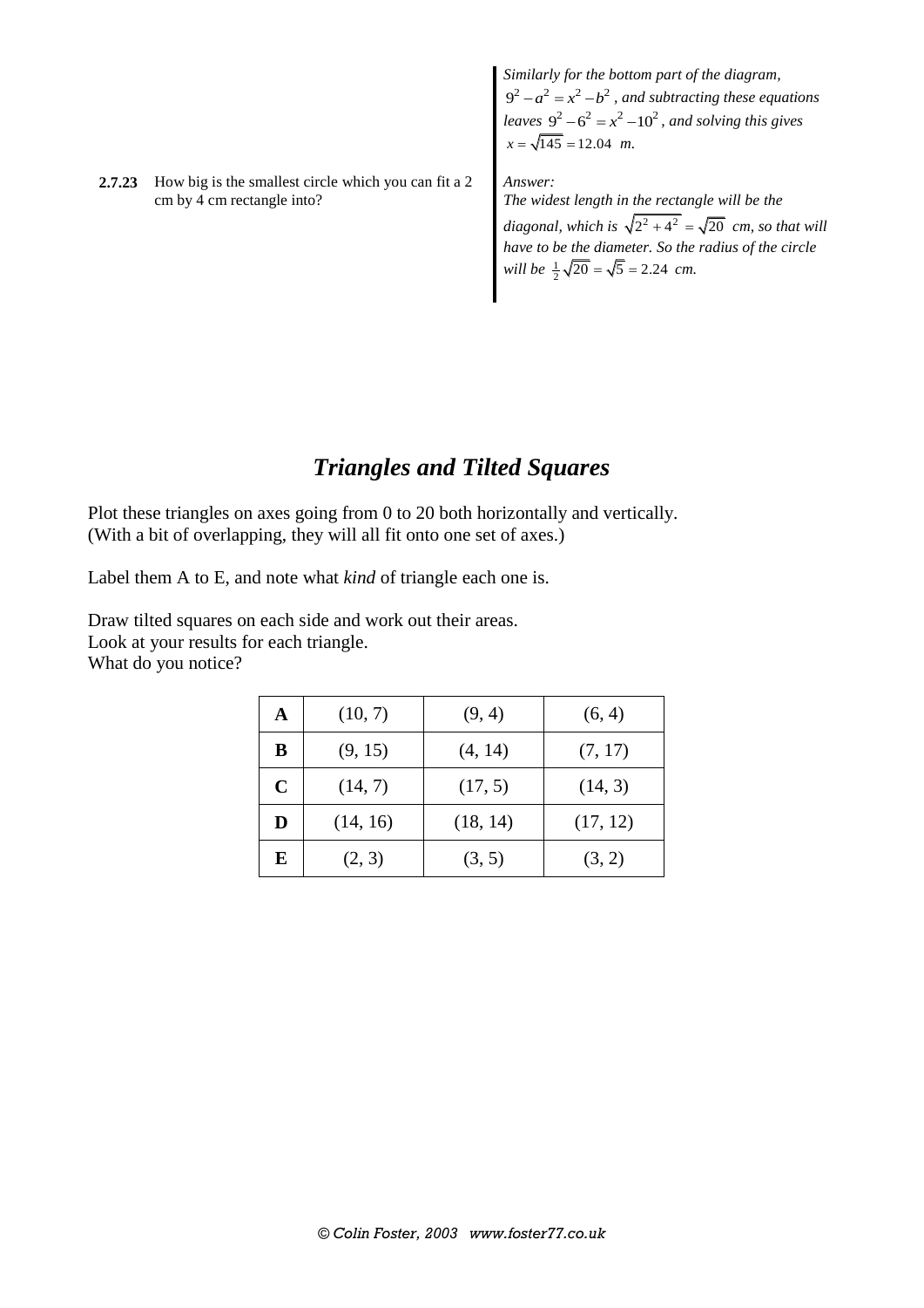*Similarly for the bottom part of the diagram, $9^2 - a^2 = x^2 - b^2$, and subtracting these equations leaves $9^2 - 6^2 = x^2 - 10^2$, and solving this gives $x = \sqrt{145} = 12.04$ m.*

**2.7.23** How big is the smallest circle which you can fit a 2 cm by 4 cm rectangle into?

*Answer:*
*The widest length in the rectangle will be the diagonal, which is $\sqrt{2^2 + 4^2} = \sqrt{20}$ cm, so that will have to be the diameter. So the radius of the circle will be $\frac{1}{2}\sqrt{20} = \sqrt{5} = 2.24$ cm.*

## *Triangles and Tilted Squares*

Plot these triangles on axes going from 0 to 20 both horizontally and vertically.
(With a bit of overlapping, they will all fit onto one set of axes.)

Label them A to E, and note what *kind* of triangle each one is.

Draw tilted squares on each side and work out their areas.
Look at your results for each triangle.
What do you notice?

| | | | |
|---|---|---|---|
| **A** | (10, 7) | (9, 4) | (6, 4) |
| **B** | (9, 15) | (4, 14) | (7, 17) |
| **C** | (14, 7) | (17, 5) | (14, 3) |
| **D** | (14, 16) | (18, 14) | (17, 12) |
| **E** | (2, 3) | (3, 5) | (3, 2) |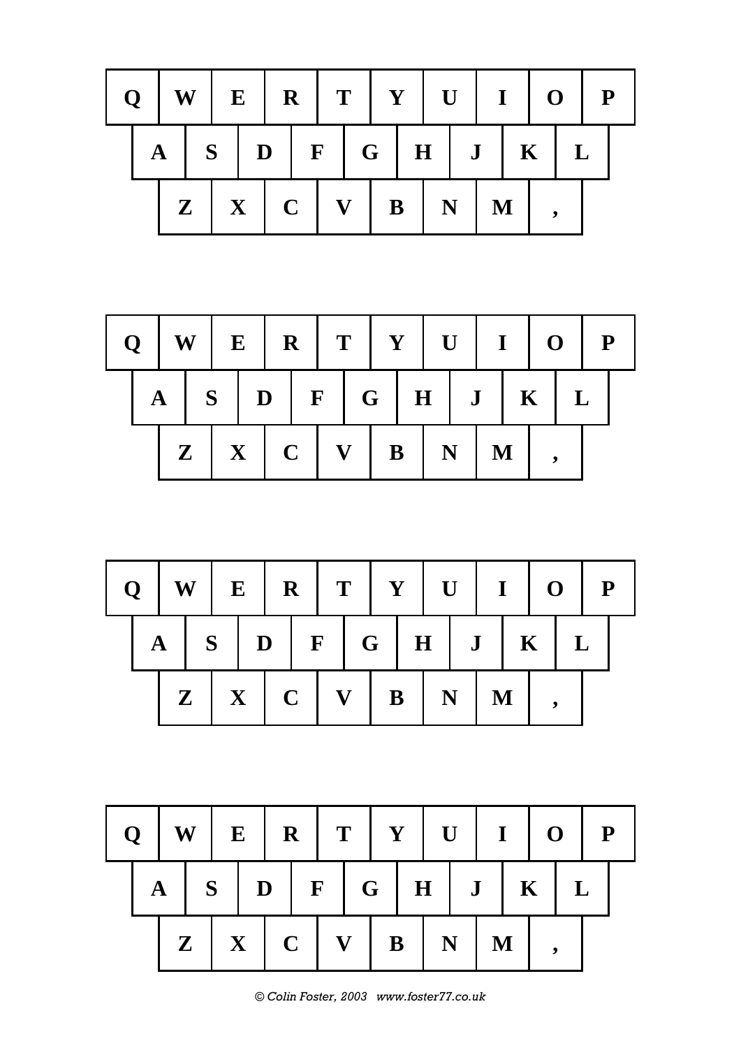| | | | | | | | | | |
|---|---|---|---|---|---|---|---|---|---|
| Q | W | E | R | T | Y | U | I | O | P |
| A | S | D | F | G | H | J | K | L | |
| Z | X | C | V | B | N | M | , | | |

| | | | | | | | | | |
|---|---|---|---|---|---|---|---|---|---|
| Q | W | E | R | T | Y | U | I | O | P |
| A | S | D | F | G | H | J | K | L | |
| Z | X | C | V | B | N | M | , | | |

| | | | | | | | | | |
|---|---|---|---|---|---|---|---|---|---|
| Q | W | E | R | T | Y | U | I | O | P |
| A | S | D | F | G | H | J | K | L | |
| Z | X | C | V | B | N | M | , | | |

| | | | | | | | | | |
|---|---|---|---|---|---|---|---|---|---|
| Q | W | E | R | T | Y | U | I | O | P |
| A | S | D | F | G | H | J | K | L | |
| Z | X | C | V | B | N | M | , | | |